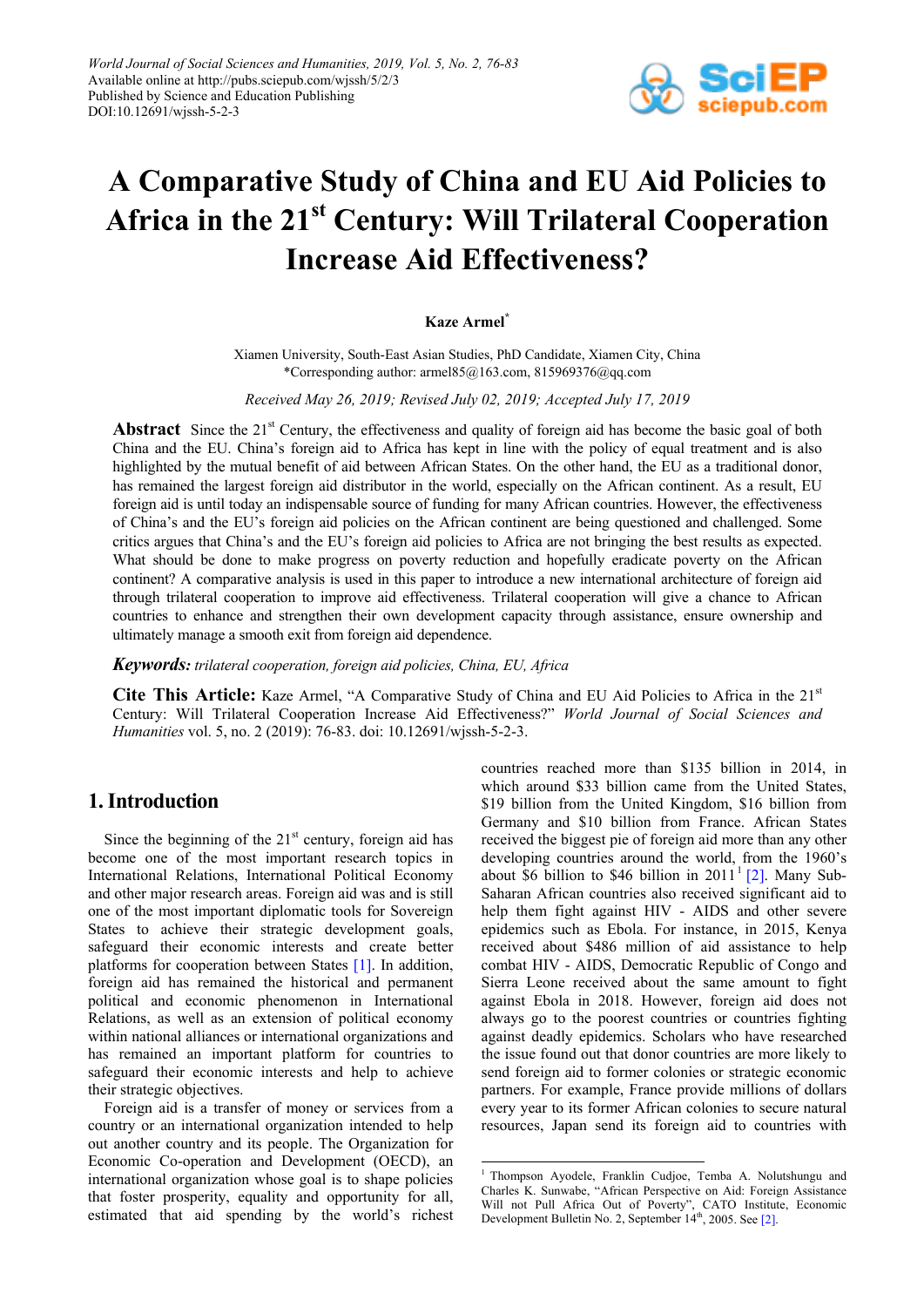World Journal of Social Sciences and Humanities, 2019, Vol. 5, No. 2, 76-83
Available online at http://pubs.sciepub.com/wjssh/5/2/3
Published by Science and Education Publishing
DOI:10.12691/wjssh-5-2-3

# A Comparative Study of China and EU Aid Policies to Africa in the 21st Century: Will Trilateral Cooperation Increase Aid Effectiveness?

**Kaze Armel***

Xiamen University, South-East Asian Studies, PhD Candidate, Xiamen City, China
*Corresponding author: armel85@163.com, 815969376@qq.com

*Received May 26, 2019; Revised July 02, 2019; Accepted July 17, 2019*

**Abstract** Since the 21st Century, the effectiveness and quality of foreign aid has become the basic goal of both China and the EU. China's foreign aid to Africa has kept in line with the policy of equal treatment and is also highlighted by the mutual benefit of aid between African States. On the other hand, the EU as a traditional donor, has remained the largest foreign aid distributor in the world, especially on the African continent. As a result, EU foreign aid is until today an indispensable source of funding for many African countries. However, the effectiveness of China's and the EU's foreign aid policies on the African continent are being questioned and challenged. Some critics argues that China's and the EU's foreign aid policies to Africa are not bringing the best results as expected. What should be done to make progress on poverty reduction and hopefully eradicate poverty on the African continent? A comparative analysis is used in this paper to introduce a new international architecture of foreign aid through trilateral cooperation to improve aid effectiveness. Trilateral cooperation will give a chance to African countries to enhance and strengthen their own development capacity through assistance, ensure ownership and ultimately manage a smooth exit from foreign aid dependence.

***Keywords:*** *trilateral cooperation, foreign aid policies, China, EU, Africa*

**Cite This Article:** Kaze Armel, "A Comparative Study of China and EU Aid Policies to Africa in the 21st Century: Will Trilateral Cooperation Increase Aid Effectiveness?" *World Journal of Social Sciences and Humanities* vol. 5, no. 2 (2019): 76-83. doi: 10.12691/wjssh-5-2-3.

## 1. Introduction

Since the beginning of the 21st century, foreign aid has become one of the most important research topics in International Relations, International Political Economy and other major research areas. Foreign aid was and is still one of the most important diplomatic tools for Sovereign States to achieve their strategic development goals, safeguard their economic interests and create better platforms for cooperation between States [1]. In addition, foreign aid has remained the historical and permanent political and economic phenomenon in International Relations, as well as an extension of political economy within national alliances or international organizations and has remained an important platform for countries to safeguard their economic interests and help to achieve their strategic objectives.

Foreign aid is a transfer of money or services from a country or an international organization intended to help out another country and its people. The Organization for Economic Co-operation and Development (OECD), an international organization whose goal is to shape policies that foster prosperity, equality and opportunity for all, estimated that aid spending by the world's richest countries reached more than $135 billion in 2014, in which around $33 billion came from the United States, $19 billion from the United Kingdom, $16 billion from Germany and $10 billion from France. African States received the biggest pie of foreign aid more than any other developing countries around the world, from the 1960's about $6 billion to $46 billion in 2011 [1] [2]. Many Sub-Saharan African countries also received significant aid to help them fight against HIV - AIDS and other severe epidemics such as Ebola. For instance, in 2015, Kenya received about $486 million of aid assistance to help combat HIV - AIDS, Democratic Republic of Congo and Sierra Leone received about the same amount to fight against Ebola in 2018. However, foreign aid does not always go to the poorest countries or countries fighting against deadly epidemics. Scholars who have researched the issue found out that donor countries are more likely to send foreign aid to former colonies or strategic economic partners. For example, France provide millions of dollars every year to its former African colonies to secure natural resources, Japan send its foreign aid to countries with

[1] Thompson Ayodele, Franklin Cudjoe, Temba A. Nolutshungu and Charles K. Sunwabe, "African Perspective on Aid: Foreign Assistance Will not Pull Africa Out of Poverty", CATO Institute, Economic Development Bulletin No. 2, September 14th, 2005. See [2].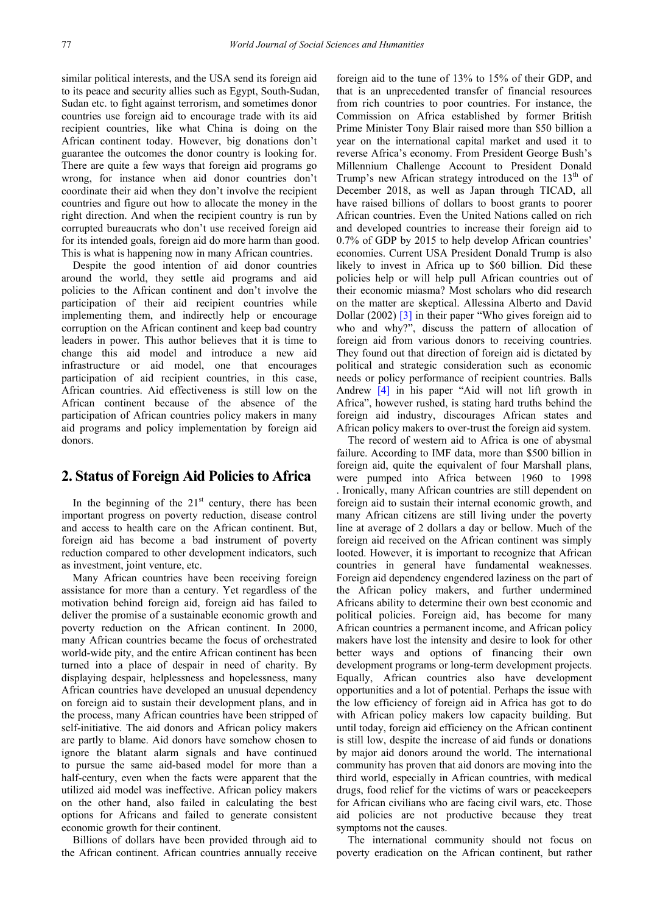similar political interests, and the USA send its foreign aid to its peace and security allies such as Egypt, South-Sudan, Sudan etc. to fight against terrorism, and sometimes donor countries use foreign aid to encourage trade with its aid recipient countries, like what China is doing on the African continent today. However, big donations don't guarantee the outcomes the donor country is looking for. There are quite a few ways that foreign aid programs go wrong, for instance when aid donor countries don't coordinate their aid when they don't involve the recipient countries and figure out how to allocate the money in the right direction. And when the recipient country is run by corrupted bureaucrats who don't use received foreign aid for its intended goals, foreign aid do more harm than good. This is what is happening now in many African countries.

Despite the good intention of aid donor countries around the world, they settle aid programs and aid policies to the African continent and don't involve the participation of their aid recipient countries while implementing them, and indirectly help or encourage corruption on the African continent and keep bad country leaders in power. This author believes that it is time to change this aid model and introduce a new aid infrastructure or aid model, one that encourages participation of aid recipient countries, in this case, African countries. Aid effectiveness is still low on the African continent because of the absence of the participation of African countries policy makers in many aid programs and policy implementation by foreign aid donors.

## 2. Status of Foreign Aid Policies to Africa

In the beginning of the 21st century, there has been important progress on poverty reduction, disease control and access to health care on the African continent. But, foreign aid has become a bad instrument of poverty reduction compared to other development indicators, such as investment, joint venture, etc.

Many African countries have been receiving foreign assistance for more than a century. Yet regardless of the motivation behind foreign aid, foreign aid has failed to deliver the promise of a sustainable economic growth and poverty reduction on the African continent. In 2000, many African countries became the focus of orchestrated world-wide pity, and the entire African continent has been turned into a place of despair in need of charity. By displaying despair, helplessness and hopelessness, many African countries have developed an unusual dependency on foreign aid to sustain their development plans, and in the process, many African countries have been stripped of self-initiative. The aid donors and African policy makers are partly to blame. Aid donors have somehow chosen to ignore the blatant alarm signals and have continued to pursue the same aid-based model for more than a half-century, even when the facts were apparent that the utilized aid model was ineffective. African policy makers on the other hand, also failed in calculating the best options for Africans and failed to generate consistent economic growth for their continent.

Billions of dollars have been provided through aid to the African continent. African countries annually receive foreign aid to the tune of 13% to 15% of their GDP, and that is an unprecedented transfer of financial resources from rich countries to poor countries. For instance, the Commission on Africa established by former British Prime Minister Tony Blair raised more than $50 billion a year on the international capital market and used it to reverse Africa's economy. From President George Bush's Millennium Challenge Account to President Donald Trump's new African strategy introduced on the 13th of December 2018, as well as Japan through TICAD, all have raised billions of dollars to boost grants to poorer African countries. Even the United Nations called on rich and developed countries to increase their foreign aid to 0.7% of GDP by 2015 to help develop African countries' economies. Current USA President Donald Trump is also likely to invest in Africa up to $60 billion. Did these policies help or will help pull African countries out of their economic miasma? Most scholars who did research on the matter are skeptical. Allessina Alberto and David Dollar (2002) [3] in their paper "Who gives foreign aid to who and why?", discuss the pattern of allocation of foreign aid from various donors to receiving countries. They found out that direction of foreign aid is dictated by political and strategic consideration such as economic needs or policy performance of recipient countries. Balls Andrew [4] in his paper "Aid will not lift growth in Africa", however rushed, is stating hard truths behind the foreign aid industry, discourages African states and African policy makers to over-trust the foreign aid system.

The record of western aid to Africa is one of abysmal failure. According to IMF data, more than $500 billion in foreign aid, quite the equivalent of four Marshall plans, were pumped into Africa between 1960 to 1998 . Ironically, many African countries are still dependent on foreign aid to sustain their internal economic growth, and many African citizens are still living under the poverty line at average of 2 dollars a day or bellow. Much of the foreign aid received on the African continent was simply looted. However, it is important to recognize that African countries in general have fundamental weaknesses. Foreign aid dependency engendered laziness on the part of the African policy makers, and further undermined Africans ability to determine their own best economic and political policies. Foreign aid, has become for many African countries a permanent income, and African policy makers have lost the intensity and desire to look for other better ways and options of financing their own development programs or long-term development projects. Equally, African countries also have development opportunities and a lot of potential. Perhaps the issue with the low efficiency of foreign aid in Africa has got to do with African policy makers low capacity building. But until today, foreign aid efficiency on the African continent is still low, despite the increase of aid funds or donations by major aid donors around the world. The international community has proven that aid donors are moving into the third world, especially in African countries, with medical drugs, food relief for the victims of wars or peacekeepers for African civilians who are facing civil wars, etc. Those aid policies are not productive because they treat symptoms not the causes.

The international community should not focus on poverty eradication on the African continent, but rather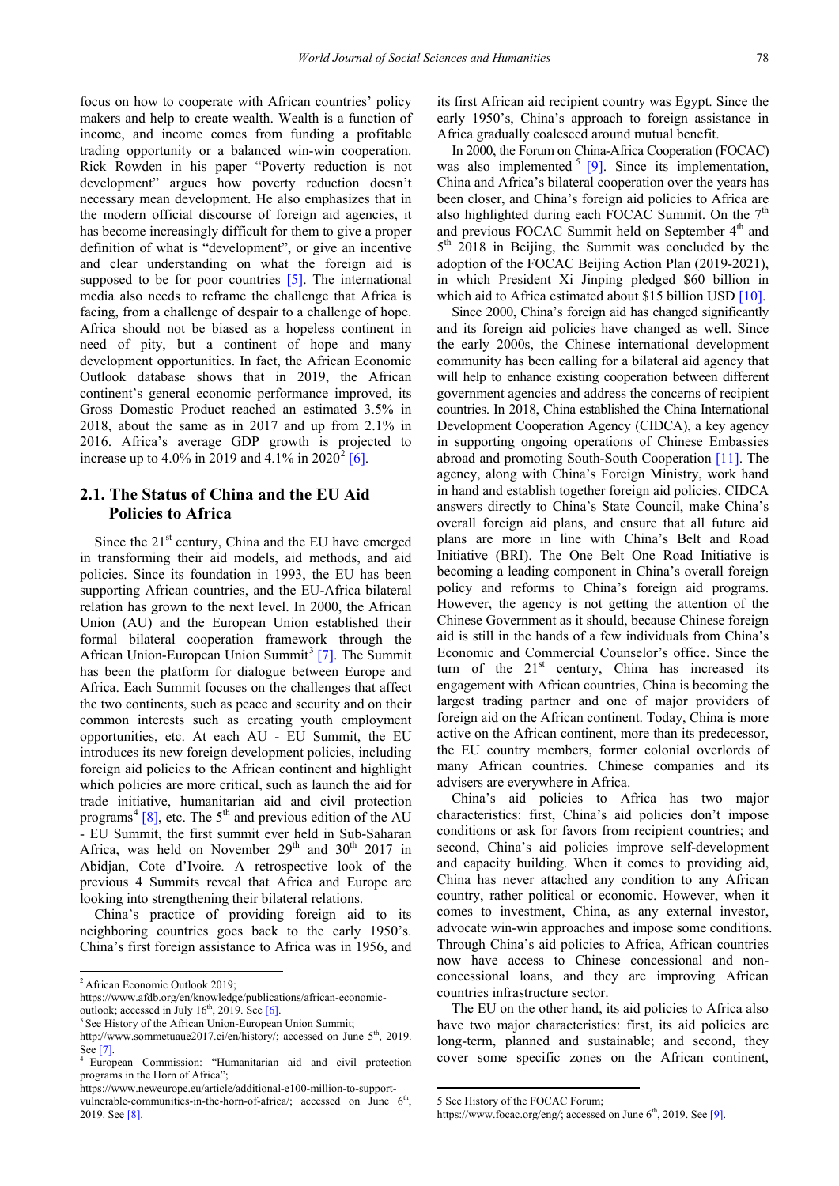focus on how to cooperate with African countries' policy makers and help to create wealth. Wealth is a function of income, and income comes from funding a profitable trading opportunity or a balanced win-win cooperation. Rick Rowden in his paper "Poverty reduction is not development" argues how poverty reduction doesn't necessary mean development. He also emphasizes that in the modern official discourse of foreign aid agencies, it has become increasingly difficult for them to give a proper definition of what is "development", or give an incentive and clear understanding on what the foreign aid is supposed to be for poor countries [5]. The international media also needs to reframe the challenge that Africa is facing, from a challenge of despair to a challenge of hope. Africa should not be biased as a hopeless continent in need of pity, but a continent of hope and many development opportunities. In fact, the African Economic Outlook database shows that in 2019, the African continent's general economic performance improved, its Gross Domestic Product reached an estimated 3.5% in 2018, about the same as in 2017 and up from 2.1% in 2016. Africa's average GDP growth is projected to increase up to 4.0% in 2019 and 4.1% in 2020[2] [6].

## 2.1. The Status of China and the EU Aid Policies to Africa

Since the 21st century, China and the EU have emerged in transforming their aid models, aid methods, and aid policies. Since its foundation in 1993, the EU has been supporting African countries, and the EU-Africa bilateral relation has grown to the next level. In 2000, the African Union (AU) and the European Union established their formal bilateral cooperation framework through the African Union-European Union Summit[3] [7]. The Summit has been the platform for dialogue between Europe and Africa. Each Summit focuses on the challenges that affect the two continents, such as peace and security and on their common interests such as creating youth employment opportunities, etc. At each AU - EU Summit, the EU introduces its new foreign development policies, including foreign aid policies to the African continent and highlight which policies are more critical, such as launch the aid for trade initiative, humanitarian aid and civil protection programs[4] [8], etc. The 5th and previous edition of the AU - EU Summit, the first summit ever held in Sub-Saharan Africa, was held on November 29th and 30th 2017 in Abidjan, Cote d'Ivoire. A retrospective look of the previous 4 Summits reveal that Africa and Europe are looking into strengthening their bilateral relations.

China's practice of providing foreign aid to its neighboring countries goes back to the early 1950's. China's first foreign assistance to Africa was in 1956, and its first African aid recipient country was Egypt. Since the early 1950's, China's approach to foreign assistance in Africa gradually coalesced around mutual benefit.

In 2000, the Forum on China-Africa Cooperation (FOCAC) was also implemented[5] [9]. Since its implementation, China and Africa's bilateral cooperation over the years has been closer, and China's foreign aid policies to Africa are also highlighted during each FOCAC Summit. On the 7th and previous FOCAC Summit held on September 4th and 5th 2018 in Beijing, the Summit was concluded by the adoption of the FOCAC Beijing Action Plan (2019-2021), in which President Xi Jinping pledged $60 billion in which aid to Africa estimated about $15 billion USD [10].

Since 2000, China's foreign aid has changed significantly and its foreign aid policies have changed as well. Since the early 2000s, the Chinese international development community has been calling for a bilateral aid agency that will help to enhance existing cooperation between different government agencies and address the concerns of recipient countries. In 2018, China established the China International Development Cooperation Agency (CIDCA), a key agency in supporting ongoing operations of Chinese Embassies abroad and promoting South-South Cooperation [11]. The agency, along with China's Foreign Ministry, work hand in hand and establish together foreign aid policies. CIDCA answers directly to China's State Council, make China's overall foreign aid plans, and ensure that all future aid plans are more in line with China's Belt and Road Initiative (BRI). The One Belt One Road Initiative is becoming a leading component in China's overall foreign policy and reforms to China's foreign aid programs. However, the agency is not getting the attention of the Chinese Government as it should, because Chinese foreign aid is still in the hands of a few individuals from China's Economic and Commercial Counselor's office. Since the turn of the 21st century, China has increased its engagement with African countries, China is becoming the largest trading partner and one of major providers of foreign aid on the African continent. Today, China is more active on the African continent, more than its predecessor, the EU country members, former colonial overlords of many African countries. Chinese companies and its advisers are everywhere in Africa.

China's aid policies to Africa has two major characteristics: first, China's aid policies don't impose conditions or ask for favors from recipient countries; and second, China's aid policies improve self-development and capacity building. When it comes to providing aid, China has never attached any condition to any African country, rather political or economic. However, when it comes to investment, China, as any external investor, advocate win-win approaches and impose some conditions. Through China's aid policies to Africa, African countries now have access to Chinese concessional and non-concessional loans, and they are improving African countries infrastructure sector.

The EU on the other hand, its aid policies to Africa also have two major characteristics: first, its aid policies are long-term, planned and sustainable; and second, they cover some specific zones on the African continent,

---

[2] African Economic Outlook 2019; https://www.afdb.org/en/knowledge/publications/african-economic-outlook; accessed in July 16th, 2019. See [6].

[3] See History of the African Union-European Union Summit; http://www.sommetuaue2017.ci/en/history/; accessed on June 5th, 2019. See [7].

[4] European Commission: "Humanitarian aid and civil protection programs in the Horn of Africa"; https://www.neweurope.eu/article/additional-e100-million-to-support-vulnerable-communities-in-the-horn-of-africa/; accessed on June 6th, 2019. See [8].

[5] See History of the FOCAC Forum; https://www.focac.org/eng/; accessed on June 6th, 2019. See [9].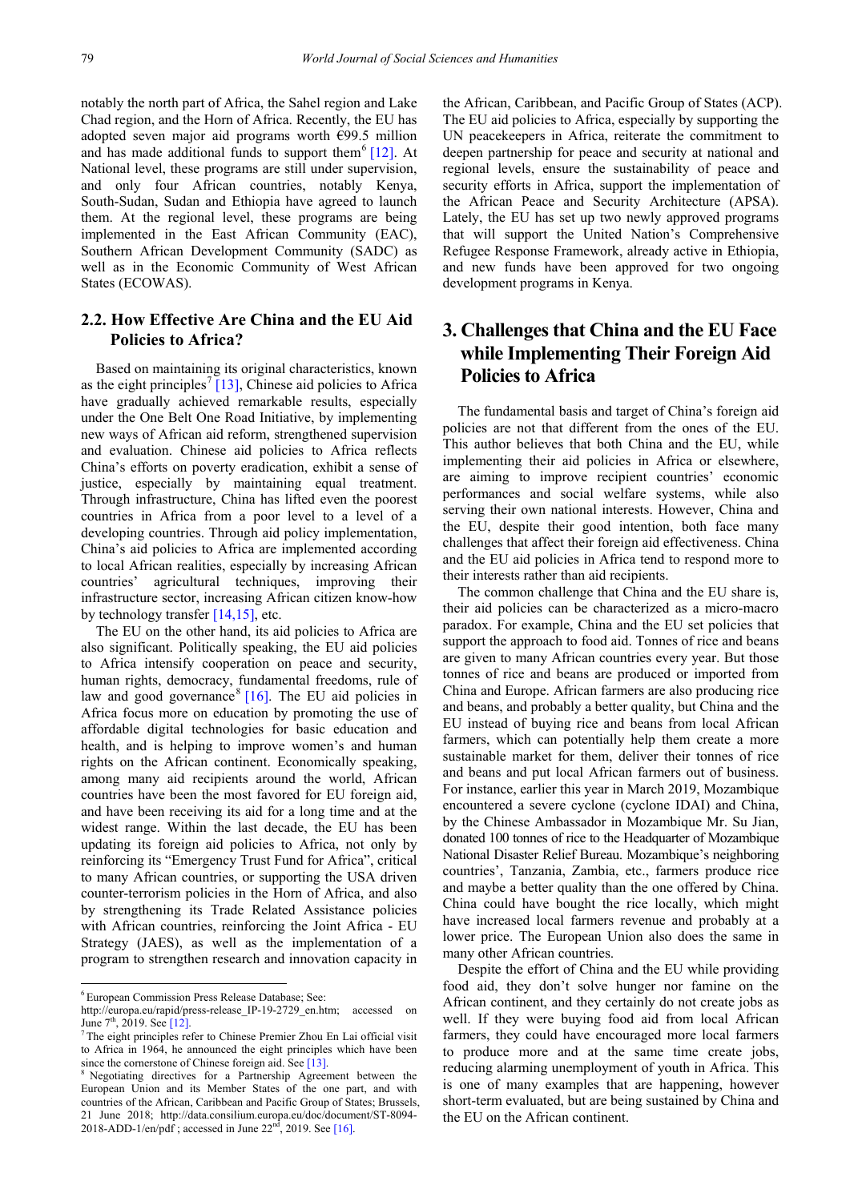notably the north part of Africa, the Sahel region and Lake Chad region, and the Horn of Africa. Recently, the EU has adopted seven major aid programs worth €99.5 million and has made additional funds to support them[6] [12]. At National level, these programs are still under supervision, and only four African countries, notably Kenya, South-Sudan, Sudan and Ethiopia have agreed to launch them. At the regional level, these programs are being implemented in the East African Community (EAC), Southern African Development Community (SADC) as well as in the Economic Community of West African States (ECOWAS).

## 2.2. How Effective Are China and the EU Aid Policies to Africa?

Based on maintaining its original characteristics, known as the eight principles[7] [13], Chinese aid policies to Africa have gradually achieved remarkable results, especially under the One Belt One Road Initiative, by implementing new ways of African aid reform, strengthened supervision and evaluation. Chinese aid policies to Africa reflects China's efforts on poverty eradication, exhibit a sense of justice, especially by maintaining equal treatment. Through infrastructure, China has lifted even the poorest countries in Africa from a poor level to a level of a developing countries. Through aid policy implementation, China's aid policies to Africa are implemented according to local African realities, especially by increasing African countries' agricultural techniques, improving their infrastructure sector, increasing African citizen know-how by technology transfer [14,15], etc.

The EU on the other hand, its aid policies to Africa are also significant. Politically speaking, the EU aid policies to Africa intensify cooperation on peace and security, human rights, democracy, fundamental freedoms, rule of law and good governance[8] [16]. The EU aid policies in Africa focus more on education by promoting the use of affordable digital technologies for basic education and health, and is helping to improve women's and human rights on the African continent. Economically speaking, among many aid recipients around the world, African countries have been the most favored for EU foreign aid, and have been receiving its aid for a long time and at the widest range. Within the last decade, the EU has been updating its foreign aid policies to Africa, not only by reinforcing its "Emergency Trust Fund for Africa", critical to many African countries, or supporting the USA driven counter-terrorism policies in the Horn of Africa, and also by strengthening its Trade Related Assistance policies with African countries, reinforcing the Joint Africa - EU Strategy (JAES), as well as the implementation of a program to strengthen research and innovation capacity in the African, Caribbean, and Pacific Group of States (ACP). The EU aid policies to Africa, especially by supporting the UN peacekeepers in Africa, reiterate the commitment to deepen partnership for peace and security at national and regional levels, ensure the sustainability of peace and security efforts in Africa, support the implementation of the African Peace and Security Architecture (APSA). Lately, the EU has set up two newly approved programs that will support the United Nation's Comprehensive Refugee Response Framework, already active in Ethiopia, and new funds have been approved for two ongoing development programs in Kenya.

# 3. Challenges that China and the EU Face while Implementing Their Foreign Aid Policies to Africa

The fundamental basis and target of China's foreign aid policies are not that different from the ones of the EU. This author believes that both China and the EU, while implementing their aid policies in Africa or elsewhere, are aiming to improve recipient countries' economic performances and social welfare systems, while also serving their own national interests. However, China and the EU, despite their good intention, both face many challenges that affect their foreign aid effectiveness. China and the EU aid policies in Africa tend to respond more to their interests rather than aid recipients.

The common challenge that China and the EU share is, their aid policies can be characterized as a micro-macro paradox. For example, China and the EU set policies that support the approach to food aid. Tonnes of rice and beans are given to many African countries every year. But those tonnes of rice and beans are produced or imported from China and Europe. African farmers are also producing rice and beans, and probably a better quality, but China and the EU instead of buying rice and beans from local African farmers, which can potentially help them create a more sustainable market for them, deliver their tonnes of rice and beans and put local African farmers out of business. For instance, earlier this year in March 2019, Mozambique encountered a severe cyclone (cyclone IDAI) and China, by the Chinese Ambassador in Mozambique Mr. Su Jian, donated 100 tonnes of rice to the Headquarter of Mozambique National Disaster Relief Bureau. Mozambique's neighboring countries', Tanzania, Zambia, etc., farmers produce rice and maybe a better quality than the one offered by China. China could have bought the rice locally, which might have increased local farmers revenue and probably at a lower price. The European Union also does the same in many other African countries.

Despite the effort of China and the EU while providing food aid, they don't solve hunger nor famine on the African continent, and they certainly do not create jobs as well. If they were buying food aid from local African farmers, they could have encouraged more local farmers to produce more and at the same time create jobs, reducing alarming unemployment of youth in Africa. This is one of many examples that are happening, however short-term evaluated, but are being sustained by China and the EU on the African continent.

---

[6] European Commission Press Release Database; See: http://europa.eu/rapid/press-release_IP-19-2729_en.htm; accessed on June 7th, 2019. See [12].

[7] The eight principles refer to Chinese Premier Zhou En Lai official visit to Africa in 1964, he announced the eight principles which have been since the cornerstone of Chinese foreign aid. See [13].

[8] Negotiating directives for a Partnership Agreement between the European Union and its Member States of the one part, and with countries of the African, Caribbean and Pacific Group of States; Brussels, 21 June 2018; http://data.consilium.europa.eu/doc/document/ST-8094-2018-ADD-1/en/pdf ; accessed in June 22nd, 2019. See [16].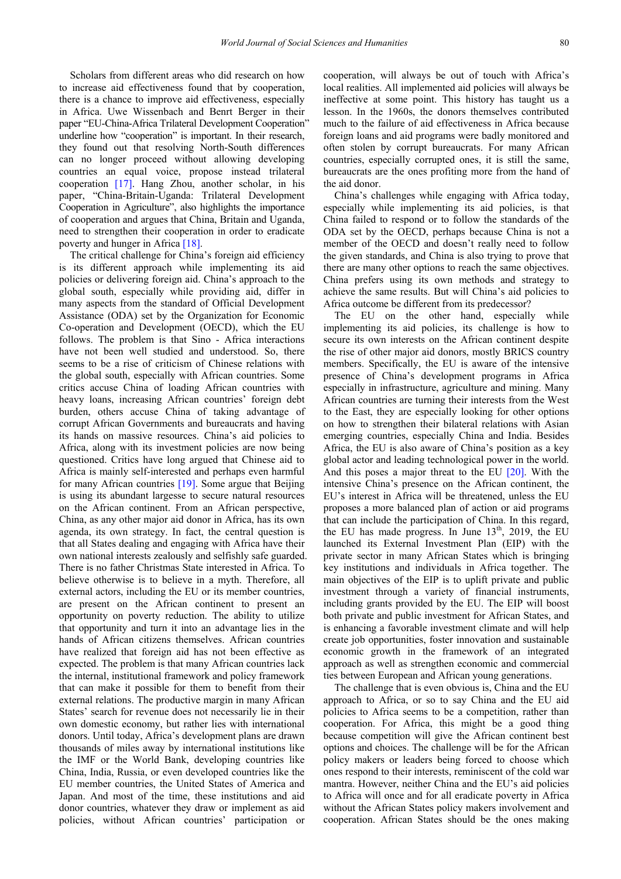Scholars from different areas who did research on how to increase aid effectiveness found that by cooperation, there is a chance to improve aid effectiveness, especially in Africa. Uwe Wissenbach and Benrt Berger in their paper "EU-China-Africa Trilateral Development Cooperation" underline how "cooperation" is important. In their research, they found out that resolving North-South differences can no longer proceed without allowing developing countries an equal voice, propose instead trilateral cooperation [17]. Hang Zhou, another scholar, in his paper, "China-Britain-Uganda: Trilateral Development Cooperation in Agriculture", also highlights the importance of cooperation and argues that China, Britain and Uganda, need to strengthen their cooperation in order to eradicate poverty and hunger in Africa [18].

The critical challenge for China's foreign aid efficiency is its different approach while implementing its aid policies or delivering foreign aid. China's approach to the global south, especially while providing aid, differ in many aspects from the standard of Official Development Assistance (ODA) set by the Organization for Economic Co-operation and Development (OECD), which the EU follows. The problem is that Sino - Africa interactions have not been well studied and understood. So, there seems to be a rise of criticism of Chinese relations with the global south, especially with African countries. Some critics accuse China of loading African countries with heavy loans, increasing African countries' foreign debt burden, others accuse China of taking advantage of corrupt African Governments and bureaucrats and having its hands on massive resources. China's aid policies to Africa, along with its investment policies are now being questioned. Critics have long argued that Chinese aid to Africa is mainly self-interested and perhaps even harmful for many African countries [19]. Some argue that Beijing is using its abundant largesse to secure natural resources on the African continent. From an African perspective, China, as any other major aid donor in Africa, has its own agenda, its own strategy. In fact, the central question is that all States dealing and engaging with Africa have their own national interests zealously and selfishly safe guarded. There is no father Christmas State interested in Africa. To believe otherwise is to believe in a myth. Therefore, all external actors, including the EU or its member countries, are present on the African continent to present an opportunity on poverty reduction. The ability to utilize that opportunity and turn it into an advantage lies in the hands of African citizens themselves. African countries have realized that foreign aid has not been effective as expected. The problem is that many African countries lack the internal, institutional framework and policy framework that can make it possible for them to benefit from their external relations. The productive margin in many African States' search for revenue does not necessarily lie in their own domestic economy, but rather lies with international donors. Until today, Africa's development plans are drawn thousands of miles away by international institutions like the IMF or the World Bank, developing countries like China, India, Russia, or even developed countries like the EU member countries, the United States of America and Japan. And most of the time, these institutions and aid donor countries, whatever they draw or implement as aid policies, without African countries' participation or cooperation, will always be out of touch with Africa's local realities. All implemented aid policies will always be ineffective at some point. This history has taught us a lesson. In the 1960s, the donors themselves contributed much to the failure of aid effectiveness in Africa because foreign loans and aid programs were badly monitored and often stolen by corrupt bureaucrats. For many African countries, especially corrupted ones, it is still the same, bureaucrats are the ones profiting more from the hand of the aid donor.

China's challenges while engaging with Africa today, especially while implementing its aid policies, is that China failed to respond or to follow the standards of the ODA set by the OECD, perhaps because China is not a member of the OECD and doesn't really need to follow the given standards, and China is also trying to prove that there are many other options to reach the same objectives. China prefers using its own methods and strategy to achieve the same results. But will China's aid policies to Africa outcome be different from its predecessor?

The EU on the other hand, especially while implementing its aid policies, its challenge is how to secure its own interests on the African continent despite the rise of other major aid donors, mostly BRICS country members. Specifically, the EU is aware of the intensive presence of China's development programs in Africa especially in infrastructure, agriculture and mining. Many African countries are turning their interests from the West to the East, they are especially looking for other options on how to strengthen their bilateral relations with Asian emerging countries, especially China and India. Besides Africa, the EU is also aware of China's position as a key global actor and leading technological power in the world. And this poses a major threat to the EU [20]. With the intensive China's presence on the African continent, the EU's interest in Africa will be threatened, unless the EU proposes a more balanced plan of action or aid programs that can include the participation of China. In this regard, the EU has made progress. In June 13th, 2019, the EU launched its External Investment Plan (EIP) with the private sector in many African States which is bringing key institutions and individuals in Africa together. The main objectives of the EIP is to uplift private and public investment through a variety of financial instruments, including grants provided by the EU. The EIP will boost both private and public investment for African States, and is enhancing a favorable investment climate and will help create job opportunities, foster innovation and sustainable economic growth in the framework of an integrated approach as well as strengthen economic and commercial ties between European and African young generations.

The challenge that is even obvious is, China and the EU approach to Africa, or so to say China and the EU aid policies to Africa seems to be a competition, rather than cooperation. For Africa, this might be a good thing because competition will give the African continent best options and choices. The challenge will be for the African policy makers or leaders being forced to choose which ones respond to their interests, reminiscent of the cold war mantra. However, neither China and the EU's aid policies to Africa will once and for all eradicate poverty in Africa without the African States policy makers involvement and cooperation. African States should be the ones making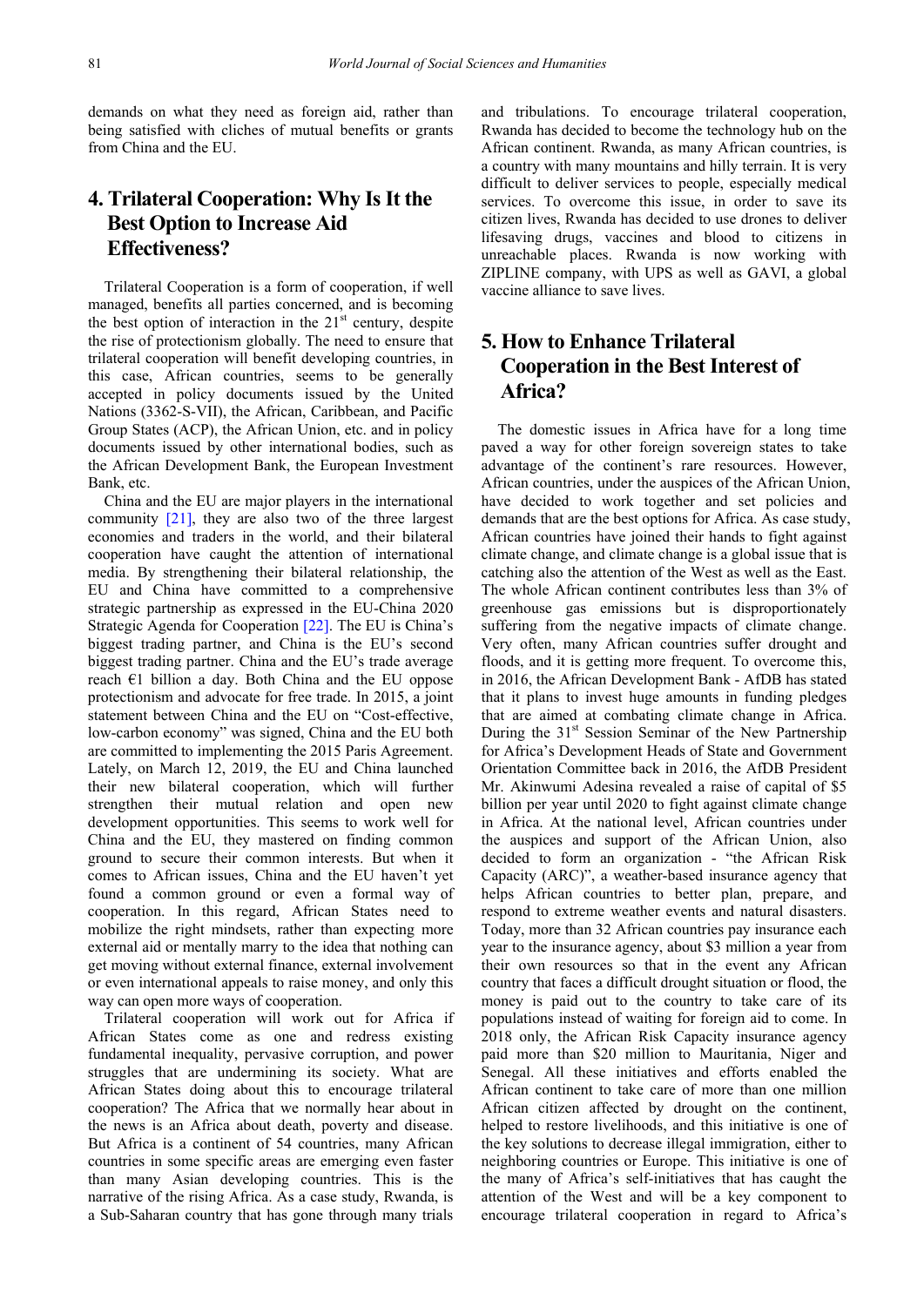demands on what they need as foreign aid, rather than being satisfied with cliches of mutual benefits or grants from China and the EU.

## 4. Trilateral Cooperation: Why Is It the Best Option to Increase Aid Effectiveness?

Trilateral Cooperation is a form of cooperation, if well managed, benefits all parties concerned, and is becoming the best option of interaction in the 21st century, despite the rise of protectionism globally. The need to ensure that trilateral cooperation will benefit developing countries, in this case, African countries, seems to be generally accepted in policy documents issued by the United Nations (3362-S-VII), the African, Caribbean, and Pacific Group States (ACP), the African Union, etc. and in policy documents issued by other international bodies, such as the African Development Bank, the European Investment Bank, etc.

China and the EU are major players in the international community [21], they are also two of the three largest economies and traders in the world, and their bilateral cooperation have caught the attention of international media. By strengthening their bilateral relationship, the EU and China have committed to a comprehensive strategic partnership as expressed in the EU-China 2020 Strategic Agenda for Cooperation [22]. The EU is China's biggest trading partner, and China is the EU's second biggest trading partner. China and the EU's trade average reach €1 billion a day. Both China and the EU oppose protectionism and advocate for free trade. In 2015, a joint statement between China and the EU on "Cost-effective, low-carbon economy" was signed, China and the EU both are committed to implementing the 2015 Paris Agreement. Lately, on March 12, 2019, the EU and China launched their new bilateral cooperation, which will further strengthen their mutual relation and open new development opportunities. This seems to work well for China and the EU, they mastered on finding common ground to secure their common interests. But when it comes to African issues, China and the EU haven't yet found a common ground or even a formal way of cooperation. In this regard, African States need to mobilize the right mindsets, rather than expecting more external aid or mentally marry to the idea that nothing can get moving without external finance, external involvement or even international appeals to raise money, and only this way can open more ways of cooperation.

Trilateral cooperation will work out for Africa if African States come as one and redress existing fundamental inequality, pervasive corruption, and power struggles that are undermining its society. What are African States doing about this to encourage trilateral cooperation? The Africa that we normally hear about in the news is an Africa about death, poverty and disease. But Africa is a continent of 54 countries, many African countries in some specific areas are emerging even faster than many Asian developing countries. This is the narrative of the rising Africa. As a case study, Rwanda, is a Sub-Saharan country that has gone through many trials and tribulations. To encourage trilateral cooperation, Rwanda has decided to become the technology hub on the African continent. Rwanda, as many African countries, is a country with many mountains and hilly terrain. It is very difficult to deliver services to people, especially medical services. To overcome this issue, in order to save its citizen lives, Rwanda has decided to use drones to deliver lifesaving drugs, vaccines and blood to citizens in unreachable places. Rwanda is now working with ZIPLINE company, with UPS as well as GAVI, a global vaccine alliance to save lives.

## 5. How to Enhance Trilateral Cooperation in the Best Interest of Africa?

The domestic issues in Africa have for a long time paved a way for other foreign sovereign states to take advantage of the continent's rare resources. However, African countries, under the auspices of the African Union, have decided to work together and set policies and demands that are the best options for Africa. As case study, African countries have joined their hands to fight against climate change, and climate change is a global issue that is catching also the attention of the West as well as the East. The whole African continent contributes less than 3% of greenhouse gas emissions but is disproportionately suffering from the negative impacts of climate change. Very often, many African countries suffer drought and floods, and it is getting more frequent. To overcome this, in 2016, the African Development Bank - AfDB has stated that it plans to invest huge amounts in funding pledges that are aimed at combating climate change in Africa. During the 31st Session Seminar of the New Partnership for Africa's Development Heads of State and Government Orientation Committee back in 2016, the AfDB President Mr. Akinwumi Adesina revealed a raise of capital of $5 billion per year until 2020 to fight against climate change in Africa. At the national level, African countries under the auspices and support of the African Union, also decided to form an organization - "the African Risk Capacity (ARC)", a weather-based insurance agency that helps African countries to better plan, prepare, and respond to extreme weather events and natural disasters. Today, more than 32 African countries pay insurance each year to the insurance agency, about $3 million a year from their own resources so that in the event any African country that faces a difficult drought situation or flood, the money is paid out to the country to take care of its populations instead of waiting for foreign aid to come. In 2018 only, the African Risk Capacity insurance agency paid more than $20 million to Mauritania, Niger and Senegal. All these initiatives and efforts enabled the African continent to take care of more than one million African citizen affected by drought on the continent, helped to restore livelihoods, and this initiative is one of the key solutions to decrease illegal immigration, either to neighboring countries or Europe. This initiative is one of the many of Africa's self-initiatives that has caught the attention of the West and will be a key component to encourage trilateral cooperation in regard to Africa's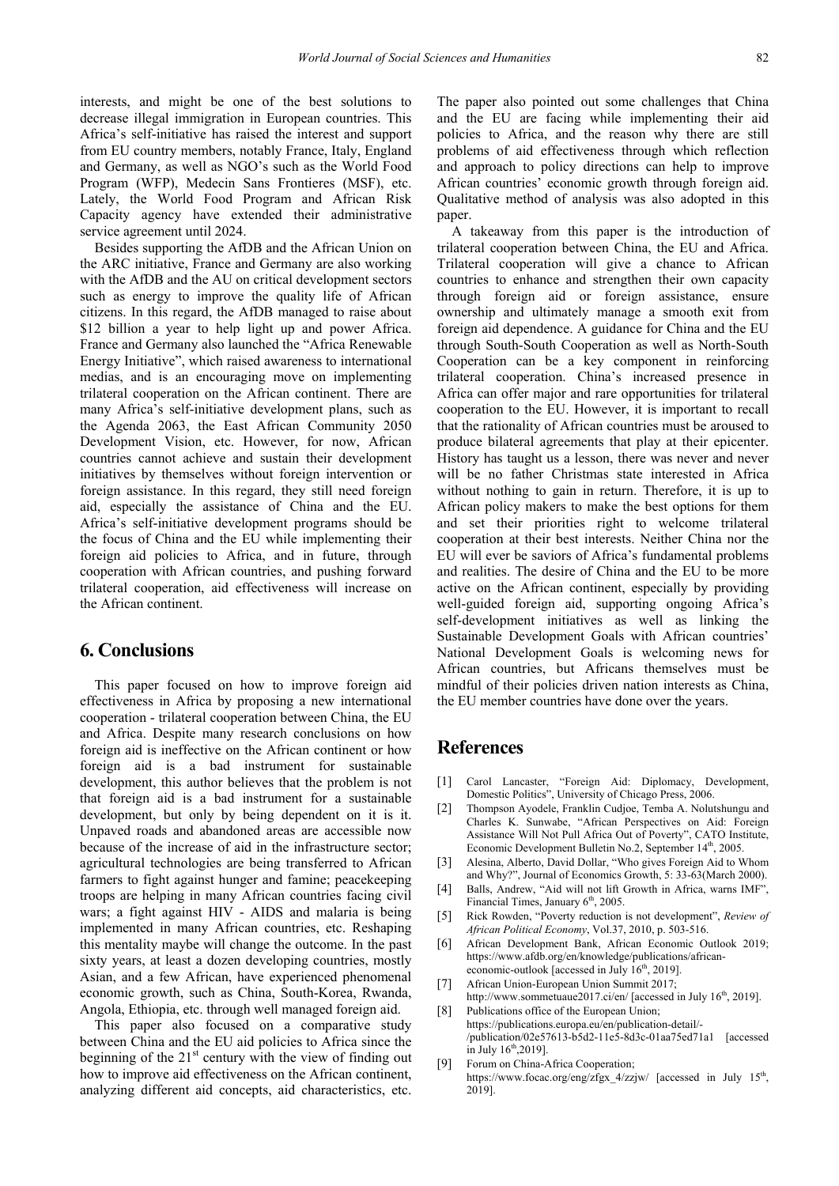interests, and might be one of the best solutions to decrease illegal immigration in European countries. This Africa's self-initiative has raised the interest and support from EU country members, notably France, Italy, England and Germany, as well as NGO's such as the World Food Program (WFP), Medecin Sans Frontieres (MSF), etc. Lately, the World Food Program and African Risk Capacity agency have extended their administrative service agreement until 2024.

Besides supporting the AfDB and the African Union on the ARC initiative, France and Germany are also working with the AfDB and the AU on critical development sectors such as energy to improve the quality life of African citizens. In this regard, the AfDB managed to raise about \$12 billion a year to help light up and power Africa. France and Germany also launched the "Africa Renewable Energy Initiative", which raised awareness to international medias, and is an encouraging move on implementing trilateral cooperation on the African continent. There are many Africa's self-initiative development plans, such as the Agenda 2063, the East African Community 2050 Development Vision, etc. However, for now, African countries cannot achieve and sustain their development initiatives by themselves without foreign intervention or foreign assistance. In this regard, they still need foreign aid, especially the assistance of China and the EU. Africa's self-initiative development programs should be the focus of China and the EU while implementing their foreign aid policies to Africa, and in future, through cooperation with African countries, and pushing forward trilateral cooperation, aid effectiveness will increase on the African continent.

## 6. Conclusions

This paper focused on how to improve foreign aid effectiveness in Africa by proposing a new international cooperation - trilateral cooperation between China, the EU and Africa. Despite many research conclusions on how foreign aid is ineffective on the African continent or how foreign aid is a bad instrument for sustainable development, this author believes that the problem is not that foreign aid is a bad instrument for a sustainable development, but only by being dependent on it is it. Unpaved roads and abandoned areas are accessible now because of the increase of aid in the infrastructure sector; agricultural technologies are being transferred to African farmers to fight against hunger and famine; peacekeeping troops are helping in many African countries facing civil wars; a fight against HIV - AIDS and malaria is being implemented in many African countries, etc. Reshaping this mentality maybe will change the outcome. In the past sixty years, at least a dozen developing countries, mostly Asian, and a few African, have experienced phenomenal economic growth, such as China, South-Korea, Rwanda, Angola, Ethiopia, etc. through well managed foreign aid.

This paper also focused on a comparative study between China and the EU aid policies to Africa since the beginning of the 21st century with the view of finding out how to improve aid effectiveness on the African continent, analyzing different aid concepts, aid characteristics, etc. The paper also pointed out some challenges that China and the EU are facing while implementing their aid policies to Africa, and the reason why there are still problems of aid effectiveness through which reflection and approach to policy directions can help to improve African countries' economic growth through foreign aid. Qualitative method of analysis was also adopted in this paper.

A takeaway from this paper is the introduction of trilateral cooperation between China, the EU and Africa. Trilateral cooperation will give a chance to African countries to enhance and strengthen their own capacity through foreign aid or foreign assistance, ensure ownership and ultimately manage a smooth exit from foreign aid dependence. A guidance for China and the EU through South-South Cooperation as well as North-South Cooperation can be a key component in reinforcing trilateral cooperation. China's increased presence in Africa can offer major and rare opportunities for trilateral cooperation to the EU. However, it is important to recall that the rationality of African countries must be aroused to produce bilateral agreements that play at their epicenter. History has taught us a lesson, there was never and never will be no father Christmas state interested in Africa without nothing to gain in return. Therefore, it is up to African policy makers to make the best options for them and set their priorities right to welcome trilateral cooperation at their best interests. Neither China nor the EU will ever be saviors of Africa's fundamental problems and realities. The desire of China and the EU to be more active on the African continent, especially by providing well-guided foreign aid, supporting ongoing Africa's self-development initiatives as well as linking the Sustainable Development Goals with African countries' National Development Goals is welcoming news for African countries, but Africans themselves must be mindful of their policies driven nation interests as China, the EU member countries have done over the years.

## References

[1] Carol Lancaster, "Foreign Aid: Diplomacy, Development, Domestic Politics", University of Chicago Press, 2006.

[2] Thompson Ayodele, Franklin Cudjoe, Temba A. Nolutshungu and Charles K. Sunwabe, "African Perspectives on Aid: Foreign Assistance Will Not Pull Africa Out of Poverty", CATO Institute, Economic Development Bulletin No.2, September 14th, 2005.

[3] Alesina, Alberto, David Dollar, "Who gives Foreign Aid to Whom and Why?", Journal of Economics Growth, 5: 33-63(March 2000).

[4] Balls, Andrew, "Aid will not lift Growth in Africa, warns IMF", Financial Times, January 6th, 2005.

[5] Rick Rowden, "Poverty reduction is not development", *Review of African Political Economy*, Vol.37, 2010, p. 503-516.

[6] African Development Bank, African Economic Outlook 2019; https://www.afdb.org/en/knowledge/publications/african-economic-outlook [accessed in July 16th, 2019].

[7] African Union-European Union Summit 2017; http://www.sommetuaue2017.ci/en/ [accessed in July 16th, 2019].

[8] Publications office of the European Union; https://publications.europa.eu/en/publication-detail/-/publication/02e57613-b5d2-11e5-8d3c-01aa75ed71a1 [accessed in July 16th,2019].

[9] Forum on China-Africa Cooperation; https://www.focac.org/eng/zfgx_4/zzjw/ [accessed in July 15th, 2019].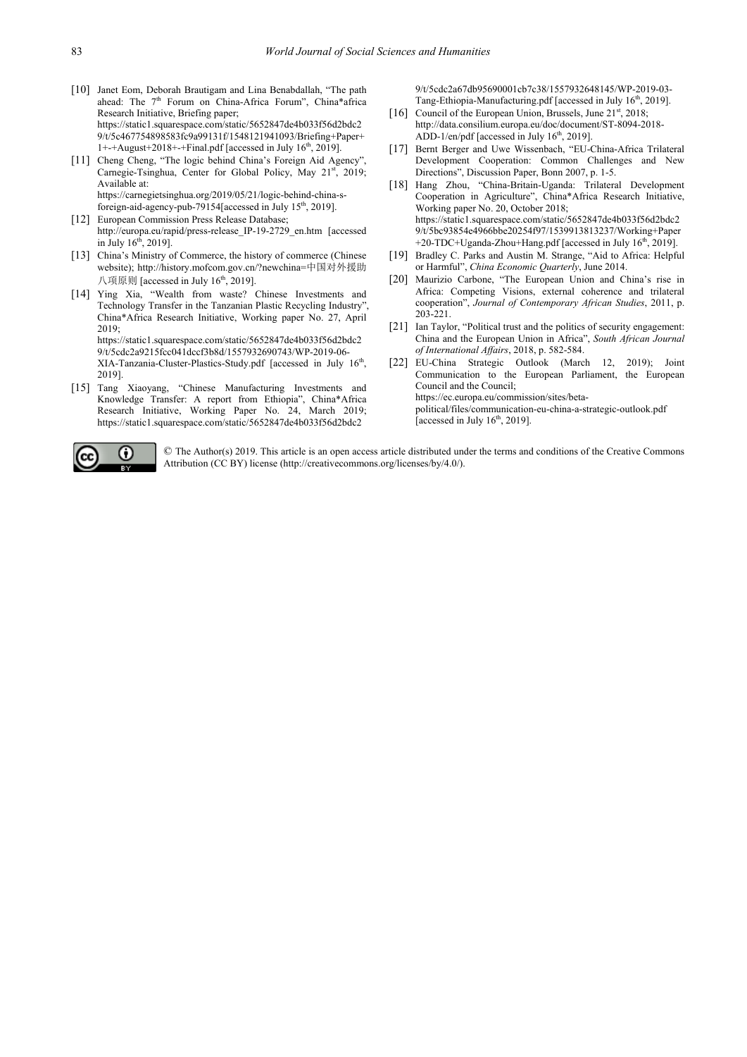[10] Janet Eom, Deborah Brautigam and Lina Benabdallah, "The path ahead: The 7th Forum on China-Africa Forum", China*africa Research Initiative, Briefing paper; https://static1.squarespace.com/static/5652847de4b033f56d2bdc29/t/5c467754898583fc9a99131f/1548121941093/Briefing+Paper+1+-+August+2018+-+Final.pdf [accessed in July 16th, 2019].

[11] Cheng Cheng, "The logic behind China's Foreign Aid Agency", Carnegie-Tsinghua, Center for Global Policy, May 21st, 2019; Available at: https://carnegietsinghua.org/2019/05/21/logic-behind-china-s-foreign-aid-agency-pub-79154[accessed in July 15th, 2019].

[12] European Commission Press Release Database; http://europa.eu/rapid/press-release_IP-19-2729_en.htm [accessed in July 16th, 2019].

[13] China's Ministry of Commerce, the history of commerce (Chinese website); http://history.mofcom.gov.cn/?newchina=中国对外援助八项原则 [accessed in July 16th, 2019].

[14] Ying Xia, "Wealth from waste? Chinese Investments and Technology Transfer in the Tanzanian Plastic Recycling Industry", China*Africa Research Initiative, Working paper No. 27, April 2019; https://static1.squarespace.com/static/5652847de4b033f56d2bdc29/t/5cdc2a9215fcc041dccf3b8d/1557932690743/WP-2019-06-XIA-Tanzania-Cluster-Plastics-Study.pdf [accessed in July 16th, 2019].

[15] Tang Xiaoyang, "Chinese Manufacturing Investments and Knowledge Transfer: A report from Ethiopia", China*Africa Research Initiative, Working Paper No. 24, March 2019; https://static1.squarespace.com/static/5652847de4b033f56d2bdc29/t/5cdc2a67db95690001cb7c38/1557932648145/WP-2019-03-Tang-Ethiopia-Manufacturing.pdf [accessed in July 16th, 2019].

[16] Council of the European Union, Brussels, June 21st, 2018; http://data.consilium.europa.eu/doc/document/ST-8094-2018-ADD-1/en/pdf [accessed in July 16th, 2019].

[17] Bernt Berger and Uwe Wissenbach, "EU-China-Africa Trilateral Development Cooperation: Common Challenges and New Directions", Discussion Paper, Bonn 2007, p. 1-5.

[18] Hang Zhou, "China-Britain-Uganda: Trilateral Development Cooperation in Agriculture", China*Africa Research Initiative, Working paper No. 20, October 2018; https://static1.squarespace.com/static/5652847de4b033f56d2bdc29/t/5bc93854e4966bbe20254f97/1539913813237/Working+Paper+20-TDC+Uganda-Zhou+Hang.pdf [accessed in July 16th, 2019].

[19] Bradley C. Parks and Austin M. Strange, "Aid to Africa: Helpful or Harmful", *China Economic Quarterly*, June 2014.

[20] Maurizio Carbone, "The European Union and China's rise in Africa: Competing Visions, external coherence and trilateral cooperation", *Journal of Contemporary African Studies*, 2011, p. 203-221.

[21] Ian Taylor, "Political trust and the politics of security engagement: China and the European Union in Africa", *South African Journal of International Affairs*, 2018, p. 582-584.

[22] EU-China Strategic Outlook (March 12, 2019); Joint Communication to the European Parliament, the European Council and the Council; https://ec.europa.eu/commission/sites/beta-political/files/communication-eu-china-a-strategic-outlook.pdf [accessed in July 16th, 2019].

© The Author(s) 2019. This article is an open access article distributed under the terms and conditions of the Creative Commons Attribution (CC BY) license (http://creativecommons.org/licenses/by/4.0/).